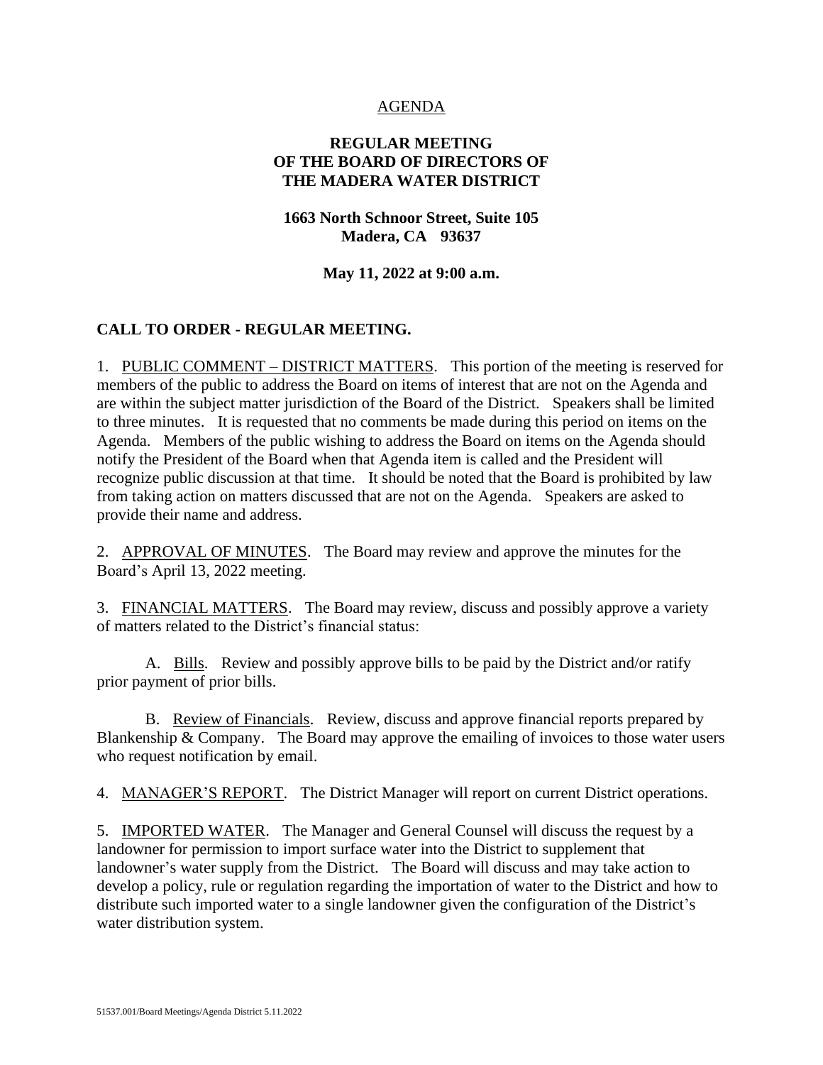AGENDA

**REGULAR MEETING**
**OF THE BOARD OF DIRECTORS OF**
**THE MADERA WATER DISTRICT**

**1663 North Schnoor Street, Suite 105**
**Madera, CA 93637**

**May 11, 2022 at 9:00 a.m.**

## CALL TO ORDER - REGULAR MEETING.

1. PUBLIC COMMENT – DISTRICT MATTERS. This portion of the meeting is reserved for members of the public to address the Board on items of interest that are not on the Agenda and are within the subject matter jurisdiction of the Board of the District. Speakers shall be limited to three minutes. It is requested that no comments be made during this period on items on the Agenda. Members of the public wishing to address the Board on items on the Agenda should notify the President of the Board when that Agenda item is called and the President will recognize public discussion at that time. It should be noted that the Board is prohibited by law from taking action on matters discussed that are not on the Agenda. Speakers are asked to provide their name and address.

2. APPROVAL OF MINUTES. The Board may review and approve the minutes for the Board's April 13, 2022 meeting.

3. FINANCIAL MATTERS. The Board may review, discuss and possibly approve a variety of matters related to the District's financial status:

   A. Bills. Review and possibly approve bills to be paid by the District and/or ratify prior payment of prior bills.

   B. Review of Financials. Review, discuss and approve financial reports prepared by Blankenship & Company. The Board may approve the emailing of invoices to those water users who request notification by email.

4. MANAGER'S REPORT. The District Manager will report on current District operations.

5. IMPORTED WATER. The Manager and General Counsel will discuss the request by a landowner for permission to import surface water into the District to supplement that landowner's water supply from the District. The Board will discuss and may take action to develop a policy, rule or regulation regarding the importation of water to the District and how to distribute such imported water to a single landowner given the configuration of the District's water distribution system.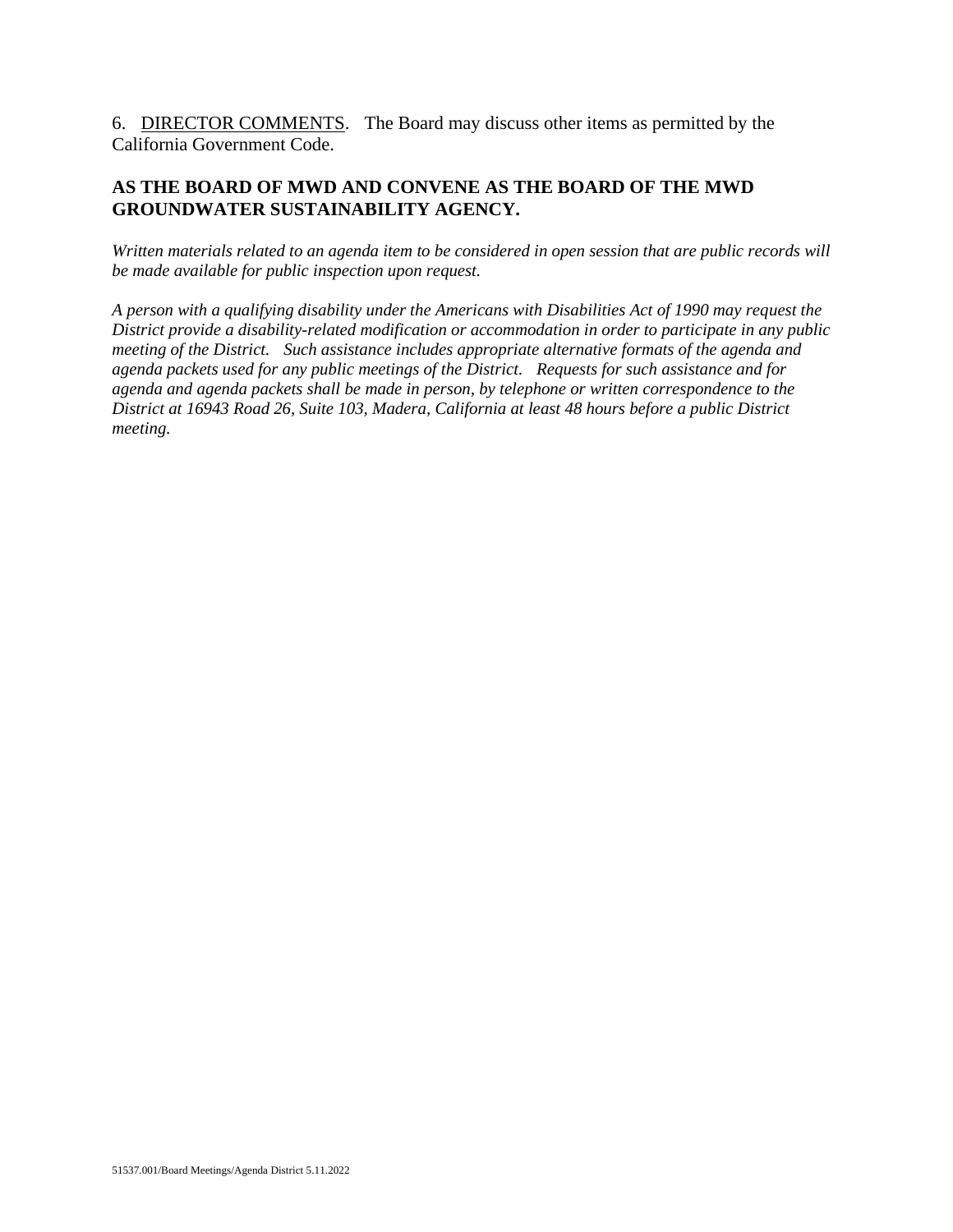6. DIRECTOR COMMENTS. The Board may discuss other items as permitted by the California Government Code.

**AS THE BOARD OF MWD AND CONVENE AS THE BOARD OF THE MWD GROUNDWATER SUSTAINABILITY AGENCY.**

*Written materials related to an agenda item to be considered in open session that are public records will be made available for public inspection upon request.*

*A person with a qualifying disability under the Americans with Disabilities Act of 1990 may request the District provide a disability-related modification or accommodation in order to participate in any public meeting of the District. Such assistance includes appropriate alternative formats of the agenda and agenda packets used for any public meetings of the District. Requests for such assistance and for agenda and agenda packets shall be made in person, by telephone or written correspondence to the District at 16943 Road 26, Suite 103, Madera, California at least 48 hours before a public District meeting.*

51537.001/Board Meetings/Agenda District 5.11.2022